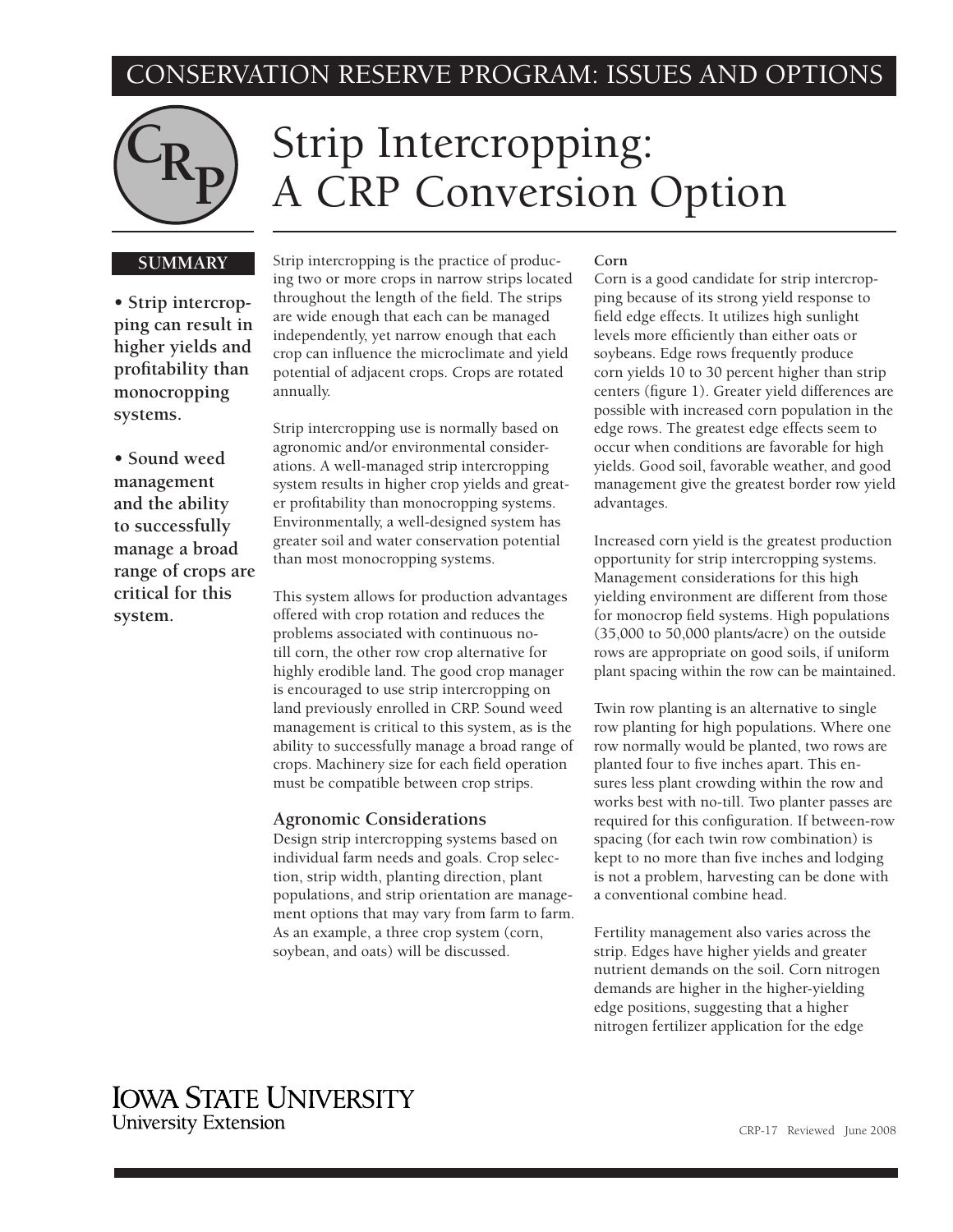CONSERVATION RESERVE PROGRAM: ISSUES AND OPTIONS

# Strip Intercropping: A CRP Conversion Option

**SUMMARY**

- **Strip intercropping can result in higher yields and profitability than monocropping systems.**
- **Sound weed management and the ability to successfully manage a broad range of crops are critical for this system.**

Strip intercropping is the practice of producing two or more crops in narrow strips located throughout the length of the field. The strips are wide enough that each can be managed independently, yet narrow enough that each crop can influence the microclimate and yield potential of adjacent crops. Crops are rotated annually.

Strip intercropping use is normally based on agronomic and/or environmental considerations. A well-managed strip intercropping system results in higher crop yields and greater profitability than monocropping systems. Environmentally, a well-designed system has greater soil and water conservation potential than most monocropping systems.

This system allows for production advantages offered with crop rotation and reduces the problems associated with continuous no-till corn, the other row crop alternative for highly erodible land. The good crop manager is encouraged to use strip intercropping on land previously enrolled in CRP. Sound weed management is critical to this system, as is the ability to successfully manage a broad range of crops. Machinery size for each field operation must be compatible between crop strips.

## Agronomic Considerations

Design strip intercropping systems based on individual farm needs and goals. Crop selection, strip width, planting direction, plant populations, and strip orientation are management options that may vary from farm to farm. As an example, a three crop system (corn, soybean, and oats) will be discussed.

### Corn

Corn is a good candidate for strip intercropping because of its strong yield response to field edge effects. It utilizes high sunlight levels more efficiently than either oats or soybeans. Edge rows frequently produce corn yields 10 to 30 percent higher than strip centers (figure 1). Greater yield differences are possible with increased corn population in the edge rows. The greatest edge effects seem to occur when conditions are favorable for high yields. Good soil, favorable weather, and good management give the greatest border row yield advantages.

Increased corn yield is the greatest production opportunity for strip intercropping systems. Management considerations for this high yielding environment are different from those for monocrop field systems. High populations (35,000 to 50,000 plants/acre) on the outside rows are appropriate on good soils, if uniform plant spacing within the row can be maintained.

Twin row planting is an alternative to single row planting for high populations. Where one row normally would be planted, two rows are planted four to five inches apart. This ensures less plant crowding within the row and works best with no-till. Two planter passes are required for this configuration. If between-row spacing (for each twin row combination) is kept to no more than five inches and lodging is not a problem, harvesting can be done with a conventional combine head.

Fertility management also varies across the strip. Edges have higher yields and greater nutrient demands on the soil. Corn nitrogen demands are higher in the higher-yielding edge positions, suggesting that a higher nitrogen fertilizer application for the edge

IOWA STATE UNIVERSITY
University Extension

CRP-17 Reviewed June 2008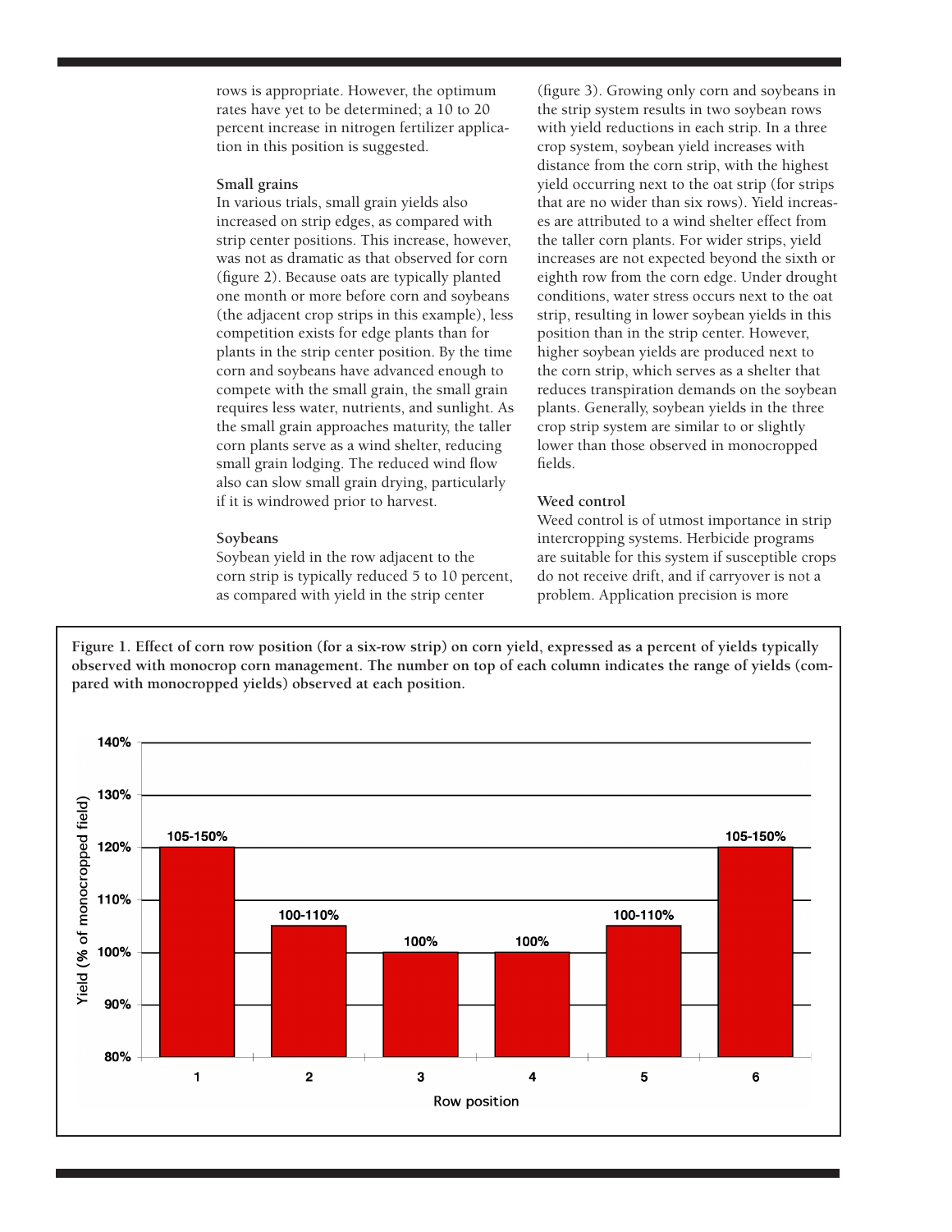rows is appropriate. However, the optimum rates have yet to be determined; a 10 to 20 percent increase in nitrogen fertilizer application in this position is suggested.

### Small grains

In various trials, small grain yields also increased on strip edges, as compared with strip center positions. This increase, however, was not as dramatic as that observed for corn (figure 2). Because oats are typically planted one month or more before corn and soybeans (the adjacent crop strips in this example), less competition exists for edge plants than for plants in the strip center position. By the time corn and soybeans have advanced enough to compete with the small grain, the small grain requires less water, nutrients, and sunlight. As the small grain approaches maturity, the taller corn plants serve as a wind shelter, reducing small grain lodging. The reduced wind flow also can slow small grain drying, particularly if it is windrowed prior to harvest.

### Soybeans

Soybean yield in the row adjacent to the corn strip is typically reduced 5 to 10 percent, as compared with yield in the strip center (figure 3). Growing only corn and soybeans in the strip system results in two soybean rows with yield reductions in each strip. In a three crop system, soybean yield increases with distance from the corn strip, with the highest yield occurring next to the oat strip (for strips that are no wider than six rows). Yield increases are attributed to a wind shelter effect from the taller corn plants. For wider strips, yield increases are not expected beyond the sixth or eighth row from the corn edge. Under drought conditions, water stress occurs next to the oat strip, resulting in lower soybean yields in this position than in the strip center. However, higher soybean yields are produced next to the corn strip, which serves as a shelter that reduces transpiration demands on the soybean plants. Generally, soybean yields in the three crop strip system are similar to or slightly lower than those observed in monocropped fields.

### Weed control

Weed control is of utmost importance in strip intercropping systems. Herbicide programs are suitable for this system if susceptible crops do not receive drift, and if carryover is not a problem. Application precision is more

**Figure 1. Effect of corn row position (for a six-row strip) on corn yield, expressed as a percent of yields typically observed with monocrop corn management. The number on top of each column indicates the range of yields (compared with monocropped yields) observed at each position.**

| Row position | Yield (% of monocropped field) | Range |
|---|---|---|
| 1 | 120% | 105-150% |
| 2 | 105% | 100-110% |
| 3 | 100% | 100% |
| 4 | 100% | 100% |
| 5 | 105% | 100-110% |
| 6 | 120% | 105-150% |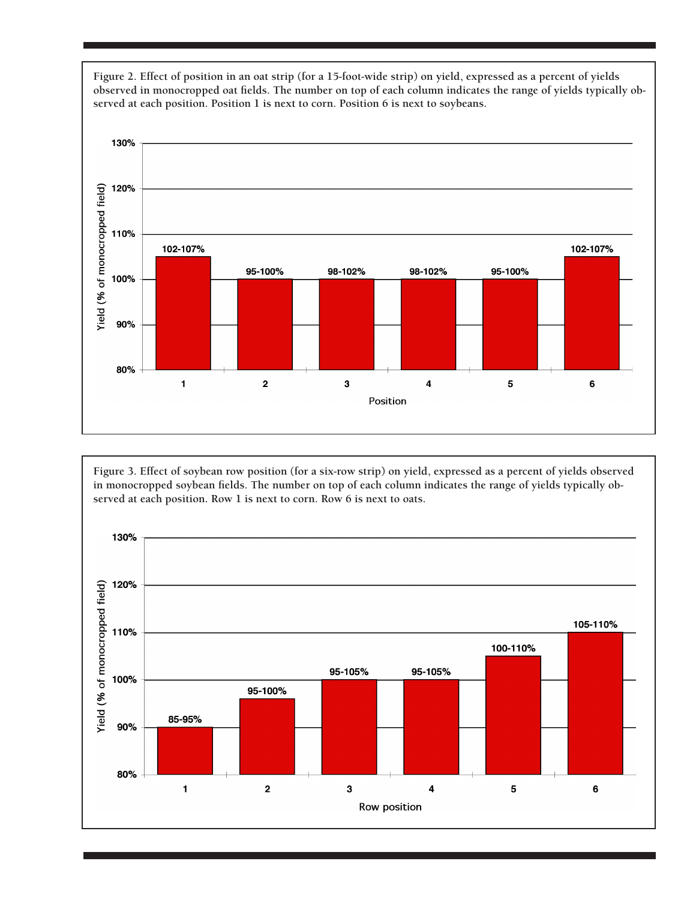Figure 2. Effect of position in an oat strip (for a 15-foot-wide strip) on yield, expressed as a percent of yields observed in monocropped oat fields. The number on top of each column indicates the range of yields typically observed at each position. Position 1 is next to corn. Position 6 is next to soybeans.

| Position | Yield (% of monocropped field) |
|---|---|
| 1 | 102-107% |
| 2 | 95-100% |
| 3 | 98-102% |
| 4 | 98-102% |
| 5 | 95-100% |
| 6 | 102-107% |

Figure 3. Effect of soybean row position (for a six-row strip) on yield, expressed as a percent of yields observed in monocropped soybean fields. The number on top of each column indicates the range of yields typically observed at each position. Row 1 is next to corn. Row 6 is next to oats.

| Row position | Yield (% of monocropped field) |
|---|---|
| 1 | 85-95% |
| 2 | 95-100% |
| 3 | 95-105% |
| 4 | 95-105% |
| 5 | 100-110% |
| 6 | 105-110% |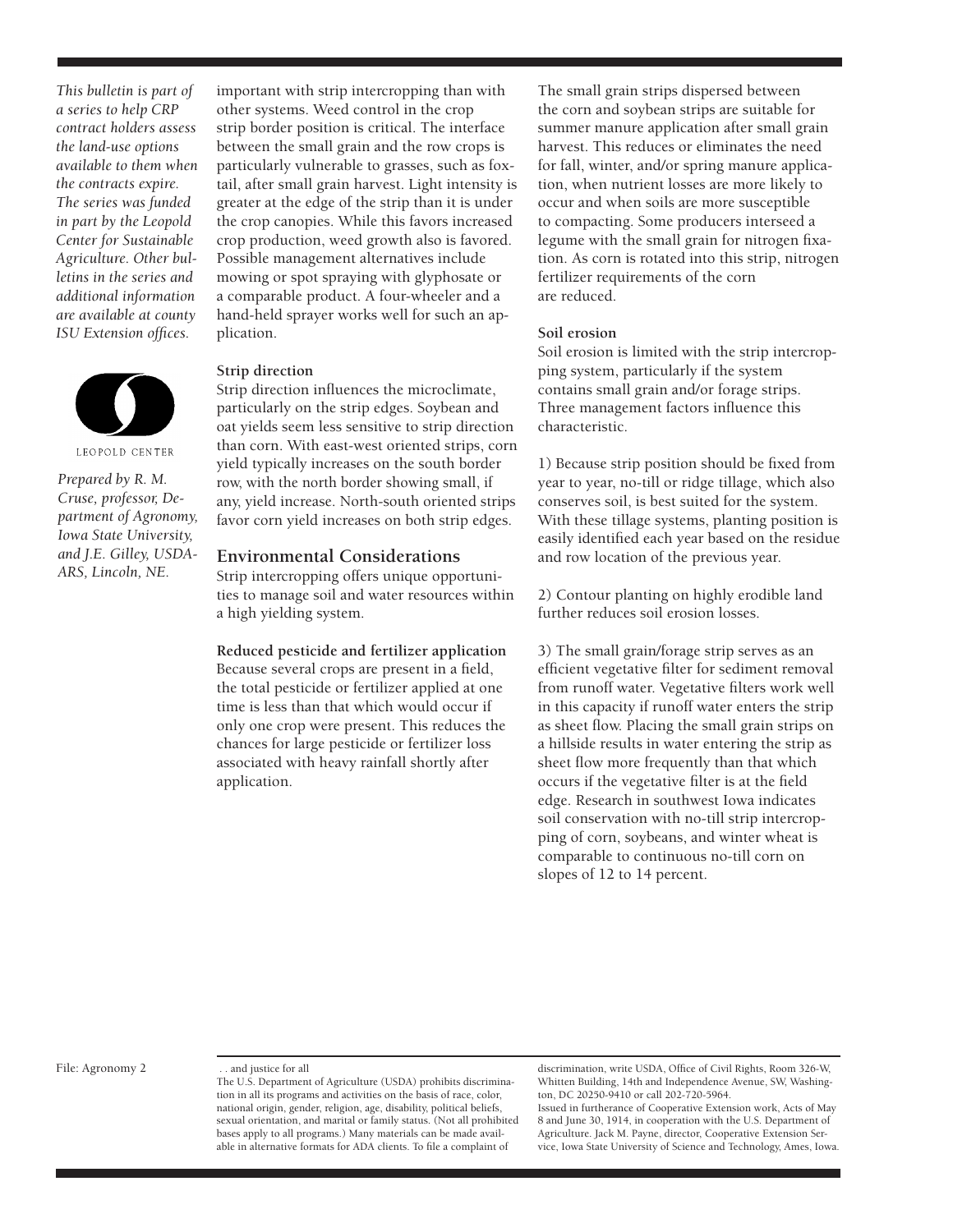*This bulletin is part of a series to help CRP contract holders assess the land-use options available to them when the contracts expire. The series was funded in part by the Leopold Center for Sustainable Agriculture. Other bulletins in the series and additional information are available at county ISU Extension offices.*

LEOPOLD CENTER

*Prepared by R. M. Cruse, professor, Department of Agronomy, Iowa State University, and J.E. Gilley, USDA-ARS, Lincoln, NE.*

important with strip intercropping than with other systems. Weed control in the crop strip border position is critical. The interface between the small grain and the row crops is particularly vulnerable to grasses, such as foxtail, after small grain harvest. Light intensity is greater at the edge of the strip than it is under the crop canopies. While this favors increased crop production, weed growth also is favored. Possible management alternatives include mowing or spot spraying with glyphosate or a comparable product. A four-wheeler and a hand-held sprayer works well for such an application.

**Strip direction**

Strip direction influences the microclimate, particularly on the strip edges. Soybean and oat yields seem less sensitive to strip direction than corn. With east-west oriented strips, corn yield typically increases on the south border row, with the north border showing small, if any, yield increase. North-south oriented strips favor corn yield increases on both strip edges.

## Environmental Considerations

Strip intercropping offers unique opportunities to manage soil and water resources within a high yielding system.

**Reduced pesticide and fertilizer application**

Because several crops are present in a field, the total pesticide or fertilizer applied at one time is less than that which would occur if only one crop were present. This reduces the chances for large pesticide or fertilizer loss associated with heavy rainfall shortly after application.

The small grain strips dispersed between the corn and soybean strips are suitable for summer manure application after small grain harvest. This reduces or eliminates the need for fall, winter, and/or spring manure application, when nutrient losses are more likely to occur and when soils are more susceptible to compacting. Some producers interseed a legume with the small grain for nitrogen fixation. As corn is rotated into this strip, nitrogen fertilizer requirements of the corn are reduced.

**Soil erosion**

Soil erosion is limited with the strip intercropping system, particularly if the system contains small grain and/or forage strips. Three management factors influence this characteristic.

1) Because strip position should be fixed from year to year, no-till or ridge tillage, which also conserves soil, is best suited for the system. With these tillage systems, planting position is easily identified each year based on the residue and row location of the previous year.

2) Contour planting on highly erodible land further reduces soil erosion losses.

3) The small grain/forage strip serves as an efficient vegetative filter for sediment removal from runoff water. Vegetative filters work well in this capacity if runoff water enters the strip as sheet flow. Placing the small grain strips on a hillside results in water entering the strip as sheet flow more frequently than that which occurs if the vegetative filter is at the field edge. Research in southwest Iowa indicates soil conservation with no-till strip intercropping of corn, soybeans, and winter wheat is comparable to continuous no-till corn on slopes of 12 to 14 percent.

File: Agronomy 2

. . and justice for all
The U.S. Department of Agriculture (USDA) prohibits discrimination in all its programs and activities on the basis of race, color, national origin, gender, religion, age, disability, political beliefs, sexual orientation, and marital or family status. (Not all prohibited bases apply to all programs.) Many materials can be made available in alternative formats for ADA clients. To file a complaint of discrimination, write USDA, Office of Civil Rights, Room 326-W, Whitten Building, 14th and Independence Avenue, SW, Washington, DC 20250-9410 or call 202-720-5964.
Issued in furtherance of Cooperative Extension work, Acts of May 8 and June 30, 1914, in cooperation with the U.S. Department of Agriculture. Jack M. Payne, director, Cooperative Extension Service, Iowa State University of Science and Technology, Ames, Iowa.